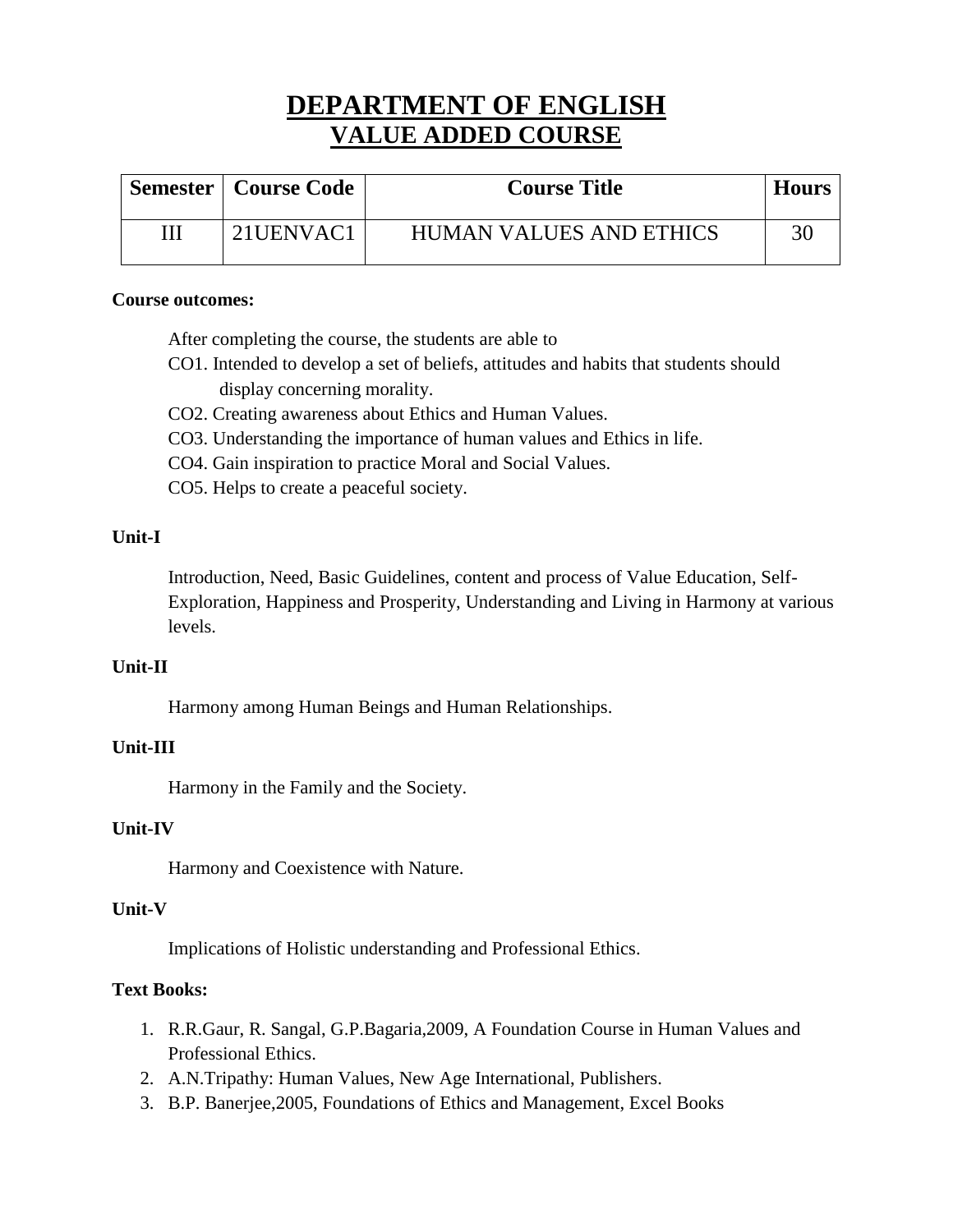# DEPARTMENT OF ENGLISH
## VALUE ADDED COURSE

| Semester | Course Code | Course Title | Hours |
|---|---|---|---|
| III | 21UENVAC1 | HUMAN VALUES AND ETHICS | 30 |

**Course outcomes:**

After completing the course, the students are able to

CO1. Intended to develop a set of beliefs, attitudes and habits that students should display concerning morality.

CO2. Creating awareness about Ethics and Human Values.

CO3. Understanding the importance of human values and Ethics in life.

CO4. Gain inspiration to practice Moral and Social Values.

CO5. Helps to create a peaceful society.

**Unit-I**

Introduction, Need, Basic Guidelines, content and process of Value Education, Self-Exploration, Happiness and Prosperity, Understanding and Living in Harmony at various levels.

**Unit-II**

Harmony among Human Beings and Human Relationships.

**Unit-III**

Harmony in the Family and the Society.

**Unit-IV**

Harmony and Coexistence with Nature.

**Unit-V**

Implications of Holistic understanding and Professional Ethics.

**Text Books:**

1. R.R.Gaur, R. Sangal, G.P.Bagaria,2009, A Foundation Course in Human Values and Professional Ethics.
2. A.N.Tripathy: Human Values, New Age International, Publishers.
3. B.P. Banerjee,2005, Foundations of Ethics and Management, Excel Books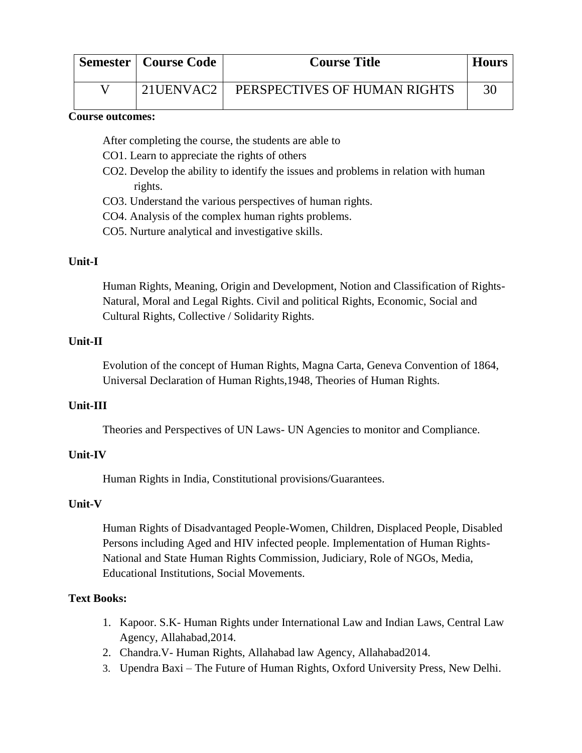| Semester | Course Code | Course Title | Hours |
|---|---|---|---|
| V | 21UENVAC2 | PERSPECTIVES OF HUMAN RIGHTS | 30 |

**Course outcomes:**

After completing the course, the students are able to

CO1. Learn to appreciate the rights of others

CO2. Develop the ability to identify the issues and problems in relation with human rights.

CO3. Understand the various perspectives of human rights.

CO4. Analysis of the complex human rights problems.

CO5. Nurture analytical and investigative skills.

**Unit-I**

Human Rights, Meaning, Origin and Development, Notion and Classification of Rights-Natural, Moral and Legal Rights. Civil and political Rights, Economic, Social and Cultural Rights, Collective / Solidarity Rights.

**Unit-II**

Evolution of the concept of Human Rights, Magna Carta, Geneva Convention of 1864, Universal Declaration of Human Rights,1948, Theories of Human Rights.

**Unit-III**

Theories and Perspectives of UN Laws- UN Agencies to monitor and Compliance.

**Unit-IV**

Human Rights in India, Constitutional provisions/Guarantees.

**Unit-V**

Human Rights of Disadvantaged People-Women, Children, Displaced People, Disabled Persons including Aged and HIV infected people. Implementation of Human Rights-National and State Human Rights Commission, Judiciary, Role of NGOs, Media, Educational Institutions, Social Movements.

**Text Books:**

1. Kapoor. S.K- Human Rights under International Law and Indian Laws, Central Law Agency, Allahabad,2014.
2. Chandra.V- Human Rights, Allahabad law Agency, Allahabad2014.
3. Upendra Baxi – The Future of Human Rights, Oxford University Press, New Delhi.